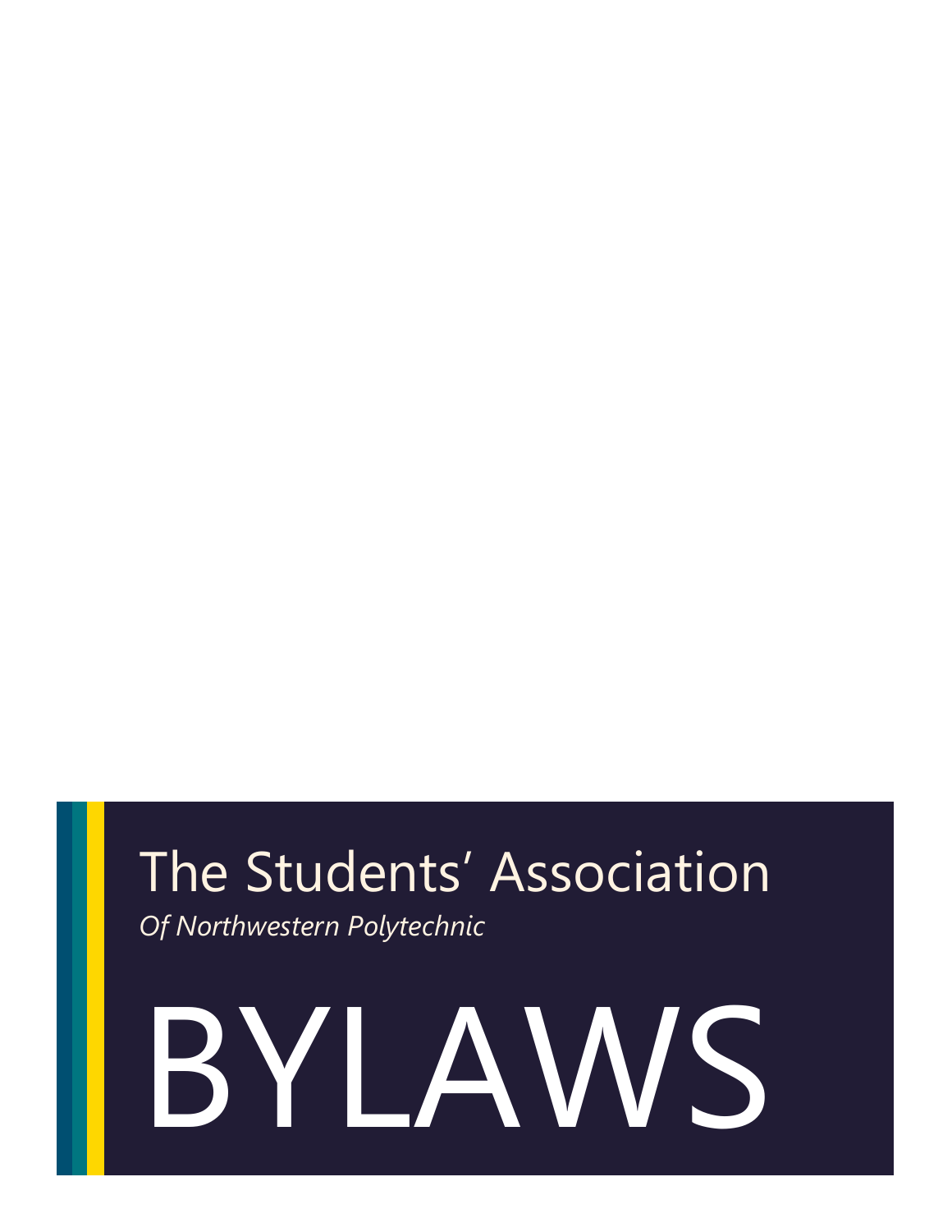# The Students' Association

*Of Northwestern Polytechnic*

# BYLAWS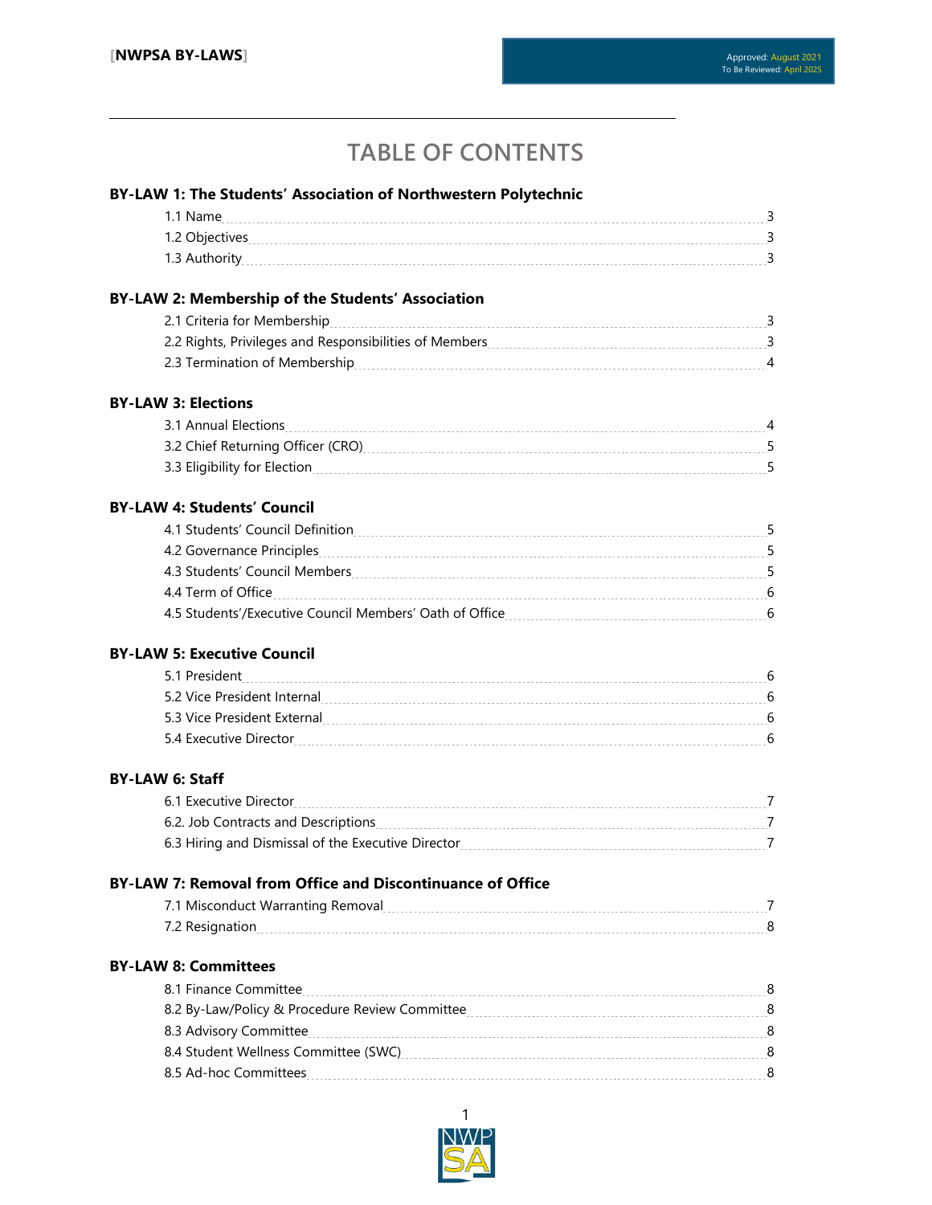# TABLE OF CONTENTS

**BY-LAW 1: The Students' Association of Northwestern Polytechnic**

- 1.1 Name ........ 3
- 1.2 Objectives ........ 3
- 1.3 Authority ........ 3

**BY-LAW 2: Membership of the Students' Association**

- 2.1 Criteria for Membership ........ 3
- 2.2 Rights, Privileges and Responsibilities of Members ........ 3
- 2.3 Termination of Membership ........ 4

**BY-LAW 3: Elections**

- 3.1 Annual Elections ........ 4
- 3.2 Chief Returning Officer (CRO) ........ 5
- 3.3 Eligibility for Election ........ 5

**BY-LAW 4: Students' Council**

- 4.1 Students' Council Definition ........ 5
- 4.2 Governance Principles ........ 5
- 4.3 Students' Council Members ........ 5
- 4.4 Term of Office ........ 6
- 4.5 Students'/Executive Council Members' Oath of Office ........ 6

**BY-LAW 5: Executive Council**

- 5.1 President ........ 6
- 5.2 Vice President Internal ........ 6
- 5.3 Vice President External ........ 6
- 5.4 Executive Director ........ 6

**BY-LAW 6: Staff**

- 6.1 Executive Director ........ 7
- 6.2. Job Contracts and Descriptions ........ 7
- 6.3 Hiring and Dismissal of the Executive Director ........ 7

**BY-LAW 7: Removal from Office and Discontinuance of Office**

- 7.1 Misconduct Warranting Removal ........ 7
- 7.2 Resignation ........ 8

**BY-LAW 8: Committees**

- 8.1 Finance Committee ........ 8
- 8.2 By-Law/Policy & Procedure Review Committee ........ 8
- 8.3 Advisory Committee ........ 8
- 8.4 Student Wellness Committee (SWC) ........ 8
- 8.5 Ad-hoc Committees ........ 8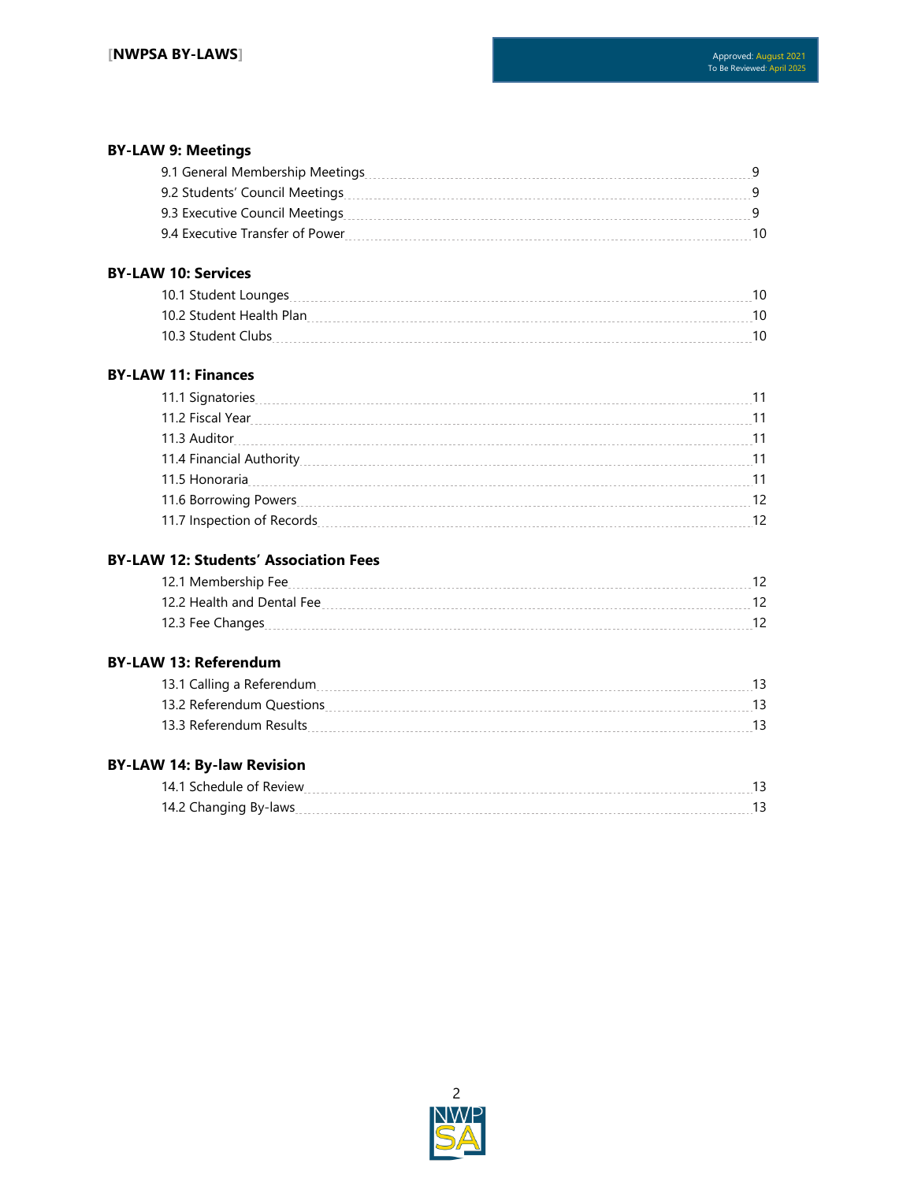**BY-LAW 9: Meetings**

- 9.1 General Membership Meetings ........ 9
- 9.2 Students' Council Meetings ........ 9
- 9.3 Executive Council Meetings ........ 9
- 9.4 Executive Transfer of Power ........ 10

**BY-LAW 10: Services**

- 10.1 Student Lounges ........ 10
- 10.2 Student Health Plan ........ 10
- 10.3 Student Clubs ........ 10

**BY-LAW 11: Finances**

- 11.1 Signatories ........ 11
- 11.2 Fiscal Year ........ 11
- 11.3 Auditor ........ 11
- 11.4 Financial Authority ........ 11
- 11.5 Honoraria ........ 11
- 11.6 Borrowing Powers ........ 12
- 11.7 Inspection of Records ........ 12

**BY-LAW 12: Students' Association Fees**

- 12.1 Membership Fee ........ 12
- 12.2 Health and Dental Fee ........ 12
- 12.3 Fee Changes ........ 12

**BY-LAW 13: Referendum**

- 13.1 Calling a Referendum ........ 13
- 13.2 Referendum Questions ........ 13
- 13.3 Referendum Results ........ 13

**BY-LAW 14: By-law Revision**

- 14.1 Schedule of Review ........ 13
- 14.2 Changing By-laws ........ 13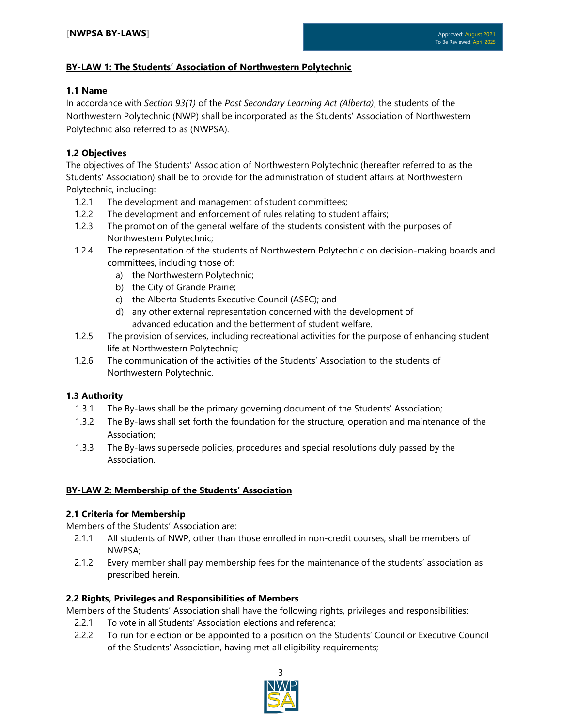## BY-LAW 1: The Students' Association of Northwestern Polytechnic

### 1.1 Name

In accordance with *Section 93(1)* of the *Post Secondary Learning Act (Alberta)*, the students of the Northwestern Polytechnic (NWP) shall be incorporated as the Students' Association of Northwestern Polytechnic also referred to as (NWPSA).

### 1.2 Objectives

The objectives of The Students' Association of Northwestern Polytechnic (hereafter referred to as the Students' Association) shall be to provide for the administration of student affairs at Northwestern Polytechnic, including:

- 1.2.1 The development and management of student committees;
- 1.2.2 The development and enforcement of rules relating to student affairs;
- 1.2.3 The promotion of the general welfare of the students consistent with the purposes of Northwestern Polytechnic;
- 1.2.4 The representation of the students of Northwestern Polytechnic on decision-making boards and committees, including those of:
  - a) the Northwestern Polytechnic;
  - b) the City of Grande Prairie;
  - c) the Alberta Students Executive Council (ASEC); and
  - d) any other external representation concerned with the development of advanced education and the betterment of student welfare.
- 1.2.5 The provision of services, including recreational activities for the purpose of enhancing student life at Northwestern Polytechnic;
- 1.2.6 The communication of the activities of the Students' Association to the students of Northwestern Polytechnic.

### 1.3 Authority

- 1.3.1 The By-laws shall be the primary governing document of the Students' Association;
- 1.3.2 The By-laws shall set forth the foundation for the structure, operation and maintenance of the Association;
- 1.3.3 The By-laws supersede policies, procedures and special resolutions duly passed by the Association.

## BY-LAW 2: Membership of the Students' Association

### 2.1 Criteria for Membership

Members of the Students' Association are:

- 2.1.1 All students of NWP, other than those enrolled in non-credit courses, shall be members of NWPSA;
- 2.1.2 Every member shall pay membership fees for the maintenance of the students' association as prescribed herein.

### 2.2 Rights, Privileges and Responsibilities of Members

Members of the Students' Association shall have the following rights, privileges and responsibilities:

- 2.2.1 To vote in all Students' Association elections and referenda;
- 2.2.2 To run for election or be appointed to a position on the Students' Council or Executive Council of the Students' Association, having met all eligibility requirements;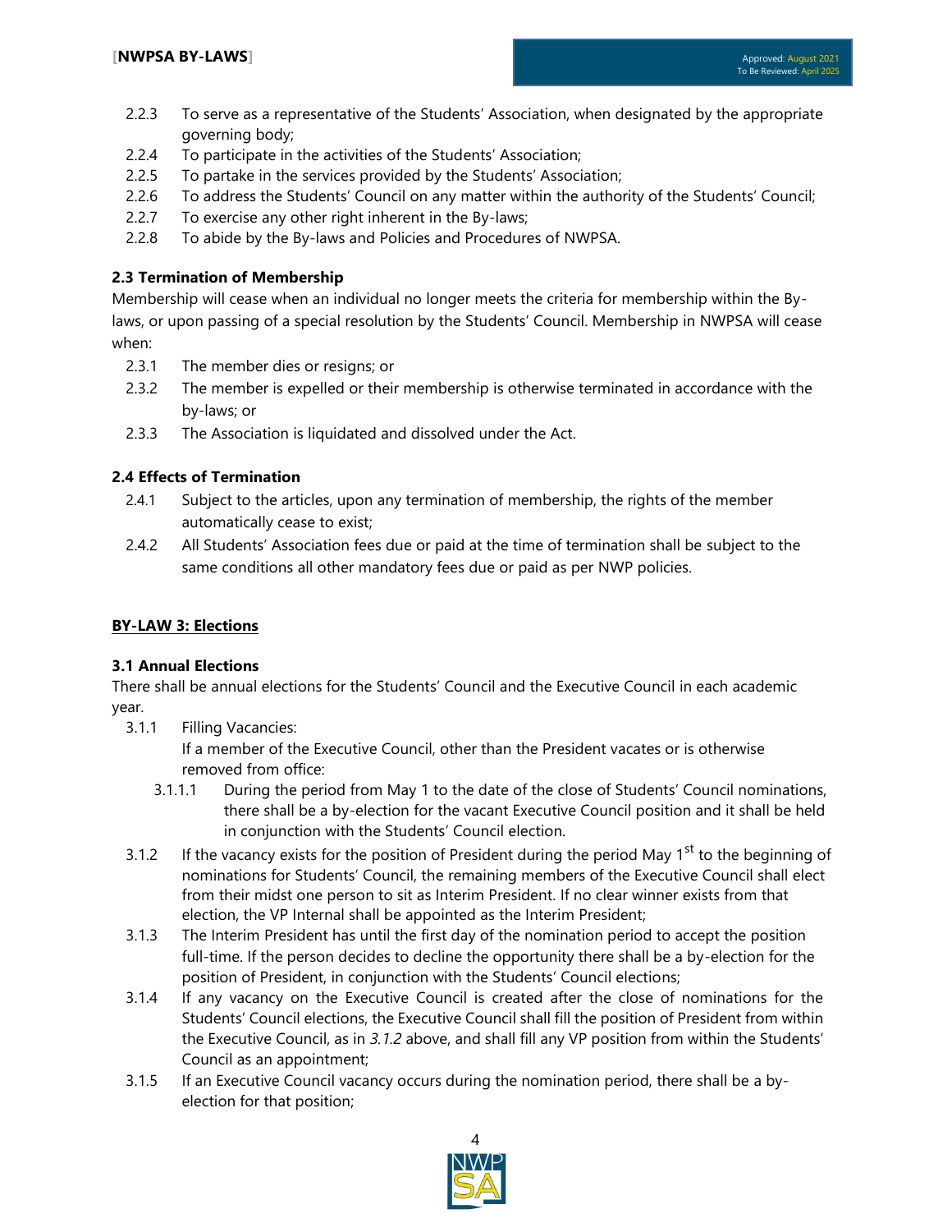2.2.3 To serve as a representative of the Students' Association, when designated by the appropriate governing body;

2.2.4 To participate in the activities of the Students' Association;

2.2.5 To partake in the services provided by the Students' Association;

2.2.6 To address the Students' Council on any matter within the authority of the Students' Council;

2.2.7 To exercise any other right inherent in the By-laws;

2.2.8 To abide by the By-laws and Policies and Procedures of NWPSA.

**2.3 Termination of Membership**

Membership will cease when an individual no longer meets the criteria for membership within the By-laws, or upon passing of a special resolution by the Students' Council. Membership in NWPSA will cease when:

2.3.1 The member dies or resigns; or

2.3.2 The member is expelled or their membership is otherwise terminated in accordance with the by-laws; or

2.3.3 The Association is liquidated and dissolved under the Act.

**2.4 Effects of Termination**

2.4.1 Subject to the articles, upon any termination of membership, the rights of the member automatically cease to exist;

2.4.2 All Students' Association fees due or paid at the time of termination shall be subject to the same conditions all other mandatory fees due or paid as per NWP policies.

## BY-LAW 3: Elections

**3.1 Annual Elections**

There shall be annual elections for the Students' Council and the Executive Council in each academic year.

3.1.1 Filling Vacancies:
If a member of the Executive Council, other than the President vacates or is otherwise removed from office:

3.1.1.1 During the period from May 1 to the date of the close of Students' Council nominations, there shall be a by-election for the vacant Executive Council position and it shall be held in conjunction with the Students' Council election.

3.1.2 If the vacancy exists for the position of President during the period May 1st to the beginning of nominations for Students' Council, the remaining members of the Executive Council shall elect from their midst one person to sit as Interim President. If no clear winner exists from that election, the VP Internal shall be appointed as the Interim President;

3.1.3 The Interim President has until the first day of the nomination period to accept the position full-time. If the person decides to decline the opportunity there shall be a by-election for the position of President, in conjunction with the Students' Council elections;

3.1.4 If any vacancy on the Executive Council is created after the close of nominations for the Students' Council elections, the Executive Council shall fill the position of President from within the Executive Council, as in *3.1.2* above, and shall fill any VP position from within the Students' Council as an appointment;

3.1.5 If an Executive Council vacancy occurs during the nomination period, there shall be a by-election for that position;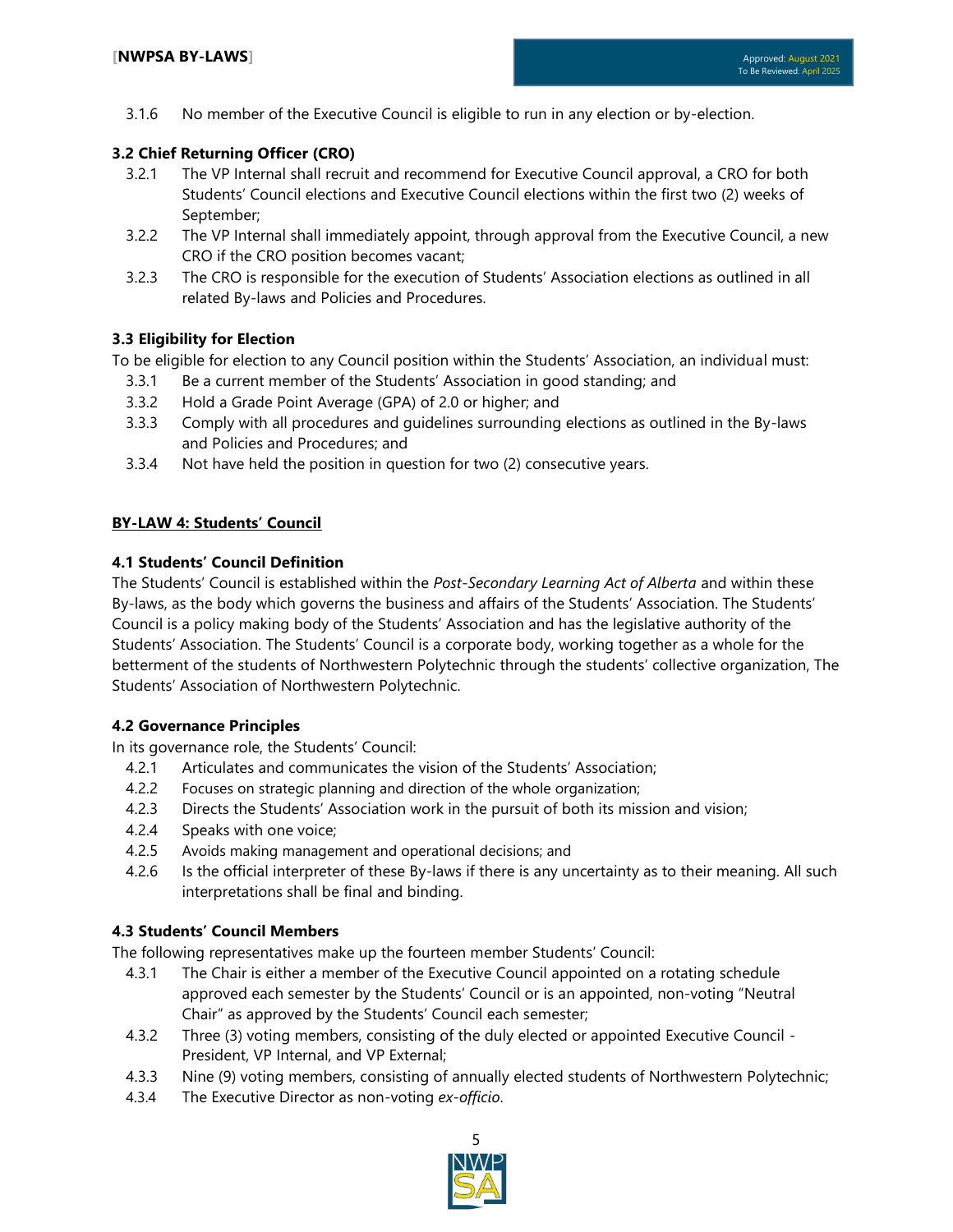3.1.6 No member of the Executive Council is eligible to run in any election or by-election.

### 3.2 Chief Returning Officer (CRO)

3.2.1 The VP Internal shall recruit and recommend for Executive Council approval, a CRO for both Students' Council elections and Executive Council elections within the first two (2) weeks of September;

3.2.2 The VP Internal shall immediately appoint, through approval from the Executive Council, a new CRO if the CRO position becomes vacant;

3.2.3 The CRO is responsible for the execution of Students' Association elections as outlined in all related By-laws and Policies and Procedures.

### 3.3 Eligibility for Election

To be eligible for election to any Council position within the Students' Association, an individual must:

3.3.1 Be a current member of the Students' Association in good standing; and

3.3.2 Hold a Grade Point Average (GPA) of 2.0 or higher; and

3.3.3 Comply with all procedures and guidelines surrounding elections as outlined in the By-laws and Policies and Procedures; and

3.3.4 Not have held the position in question for two (2) consecutive years.

## BY-LAW 4: Students' Council

### 4.1 Students' Council Definition

The Students' Council is established within the *Post-Secondary Learning Act of Alberta* and within these By-laws, as the body which governs the business and affairs of the Students' Association. The Students' Council is a policy making body of the Students' Association and has the legislative authority of the Students' Association. The Students' Council is a corporate body, working together as a whole for the betterment of the students of Northwestern Polytechnic through the students' collective organization, The Students' Association of Northwestern Polytechnic.

### 4.2 Governance Principles

In its governance role, the Students' Council:

4.2.1 Articulates and communicates the vision of the Students' Association;

4.2.2 Focuses on strategic planning and direction of the whole organization;

4.2.3 Directs the Students' Association work in the pursuit of both its mission and vision;

4.2.4 Speaks with one voice;

4.2.5 Avoids making management and operational decisions; and

4.2.6 Is the official interpreter of these By-laws if there is any uncertainty as to their meaning. All such interpretations shall be final and binding.

### 4.3 Students' Council Members

The following representatives make up the fourteen member Students' Council:

4.3.1 The Chair is either a member of the Executive Council appointed on a rotating schedule approved each semester by the Students' Council or is an appointed, non-voting "Neutral Chair" as approved by the Students' Council each semester;

4.3.2 Three (3) voting members, consisting of the duly elected or appointed Executive Council - President, VP Internal, and VP External;

4.3.3 Nine (9) voting members, consisting of annually elected students of Northwestern Polytechnic;

4.3.4 The Executive Director as non-voting *ex-officio*.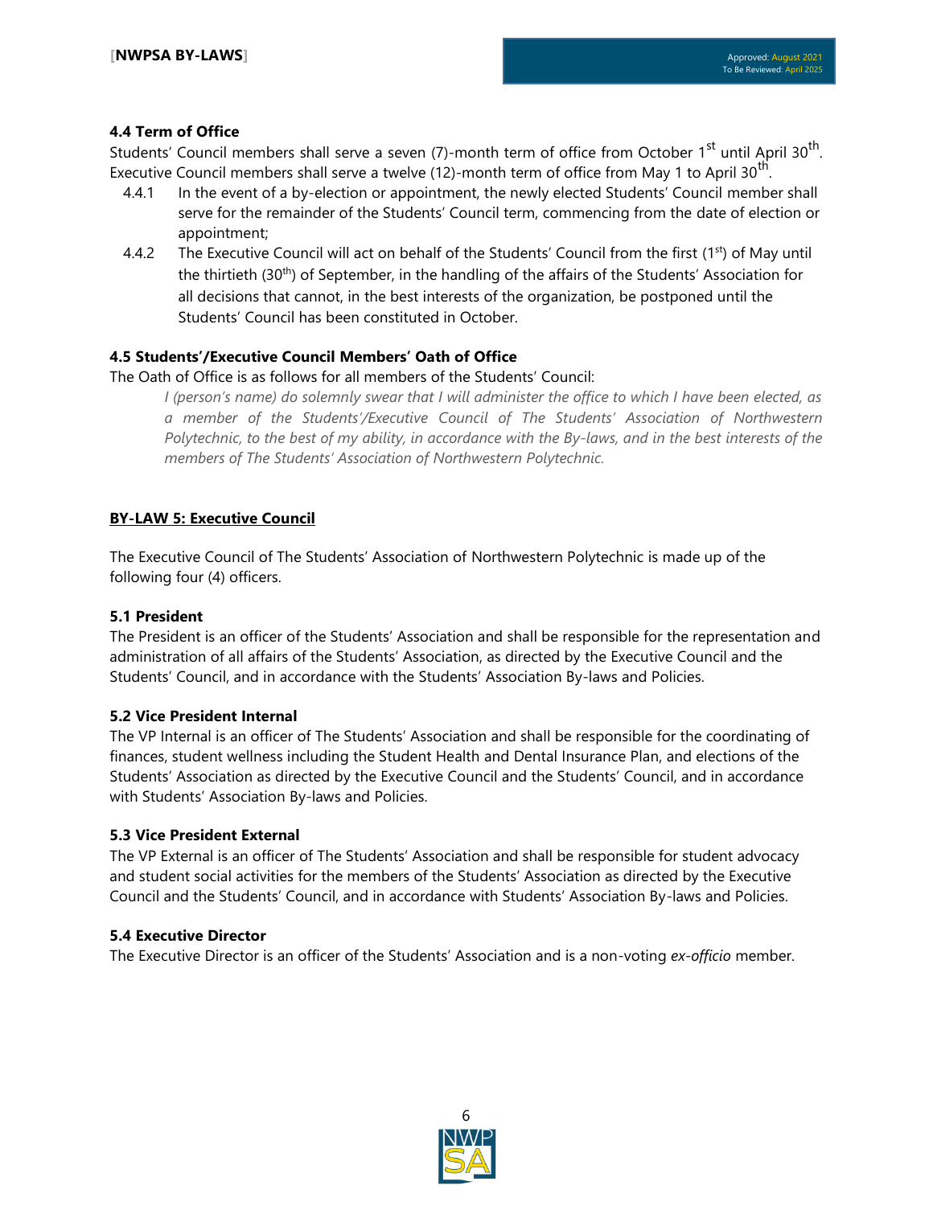### 4.4 Term of Office

Students' Council members shall serve a seven (7)-month term of office from October 1st until April 30th. Executive Council members shall serve a twelve (12)-month term of office from May 1 to April 30th.

4.4.1 In the event of a by-election or appointment, the newly elected Students' Council member shall serve for the remainder of the Students' Council term, commencing from the date of election or appointment;

4.4.2 The Executive Council will act on behalf of the Students' Council from the first (1st) of May until the thirtieth (30th) of September, in the handling of the affairs of the Students' Association for all decisions that cannot, in the best interests of the organization, be postponed until the Students' Council has been constituted in October.

### 4.5 Students'/Executive Council Members' Oath of Office

The Oath of Office is as follows for all members of the Students' Council:

> *I (person's name) do solemnly swear that I will administer the office to which I have been elected, as a member of the Students'/Executive Council of The Students' Association of Northwestern Polytechnic, to the best of my ability, in accordance with the By-laws, and in the best interests of the members of The Students' Association of Northwestern Polytechnic.*

## BY-LAW 5: Executive Council

The Executive Council of The Students' Association of Northwestern Polytechnic is made up of the following four (4) officers.

### 5.1 President

The President is an officer of the Students' Association and shall be responsible for the representation and administration of all affairs of the Students' Association, as directed by the Executive Council and the Students' Council, and in accordance with the Students' Association By-laws and Policies.

### 5.2 Vice President Internal

The VP Internal is an officer of The Students' Association and shall be responsible for the coordinating of finances, student wellness including the Student Health and Dental Insurance Plan, and elections of the Students' Association as directed by the Executive Council and the Students' Council, and in accordance with Students' Association By-laws and Policies.

### 5.3 Vice President External

The VP External is an officer of The Students' Association and shall be responsible for student advocacy and student social activities for the members of the Students' Association as directed by the Executive Council and the Students' Council, and in accordance with Students' Association By-laws and Policies.

### 5.4 Executive Director

The Executive Director is an officer of the Students' Association and is a non-voting *ex-officio* member.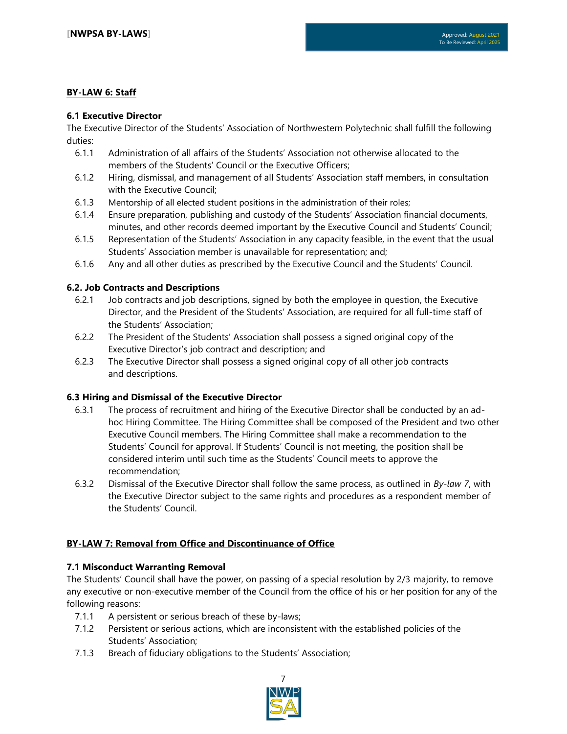## BY-LAW 6: Staff

### 6.1 Executive Director

The Executive Director of the Students' Association of Northwestern Polytechnic shall fulfill the following duties:

- 6.1.1 Administration of all affairs of the Students' Association not otherwise allocated to the members of the Students' Council or the Executive Officers;
- 6.1.2 Hiring, dismissal, and management of all Students' Association staff members, in consultation with the Executive Council;
- 6.1.3 Mentorship of all elected student positions in the administration of their roles;
- 6.1.4 Ensure preparation, publishing and custody of the Students' Association financial documents, minutes, and other records deemed important by the Executive Council and Students' Council;
- 6.1.5 Representation of the Students' Association in any capacity feasible, in the event that the usual Students' Association member is unavailable for representation; and;
- 6.1.6 Any and all other duties as prescribed by the Executive Council and the Students' Council.

### 6.2. Job Contracts and Descriptions

- 6.2.1 Job contracts and job descriptions, signed by both the employee in question, the Executive Director, and the President of the Students' Association, are required for all full-time staff of the Students' Association;
- 6.2.2 The President of the Students' Association shall possess a signed original copy of the Executive Director's job contract and description; and
- 6.2.3 The Executive Director shall possess a signed original copy of all other job contracts and descriptions.

### 6.3 Hiring and Dismissal of the Executive Director

- 6.3.1 The process of recruitment and hiring of the Executive Director shall be conducted by an ad-hoc Hiring Committee. The Hiring Committee shall be composed of the President and two other Executive Council members. The Hiring Committee shall make a recommendation to the Students' Council for approval. If Students' Council is not meeting, the position shall be considered interim until such time as the Students' Council meets to approve the recommendation;
- 6.3.2 Dismissal of the Executive Director shall follow the same process, as outlined in *By-law 7*, with the Executive Director subject to the same rights and procedures as a respondent member of the Students' Council.

## BY-LAW 7: Removal from Office and Discontinuance of Office

### 7.1 Misconduct Warranting Removal

The Students' Council shall have the power, on passing of a special resolution by 2/3 majority, to remove any executive or non-executive member of the Council from the office of his or her position for any of the following reasons:

- 7.1.1 A persistent or serious breach of these by-laws;
- 7.1.2 Persistent or serious actions, which are inconsistent with the established policies of the Students' Association;
- 7.1.3 Breach of fiduciary obligations to the Students' Association;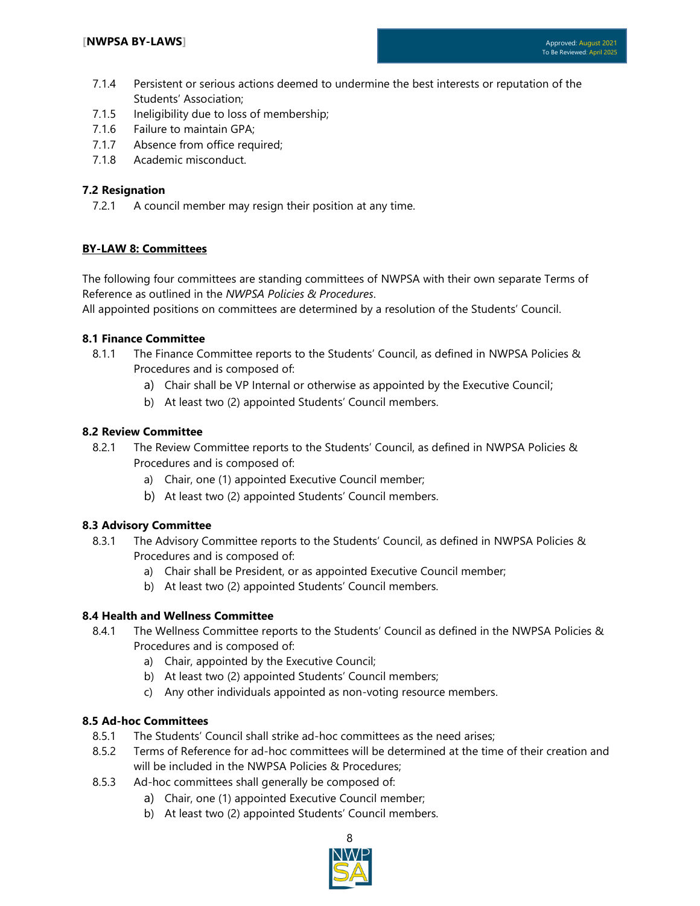7.1.4 Persistent or serious actions deemed to undermine the best interests or reputation of the Students' Association;

7.1.5 Ineligibility due to loss of membership;

7.1.6 Failure to maintain GPA;

7.1.7 Absence from office required;

7.1.8 Academic misconduct.

### 7.2 Resignation

7.2.1 A council member may resign their position at any time.

## BY-LAW 8: Committees

The following four committees are standing committees of NWPSA with their own separate Terms of Reference as outlined in the *NWPSA Policies & Procedures*.
All appointed positions on committees are determined by a resolution of the Students' Council.

### 8.1 Finance Committee

8.1.1 The Finance Committee reports to the Students' Council, as defined in NWPSA Policies & Procedures and is composed of:

- a) Chair shall be VP Internal or otherwise as appointed by the Executive Council;
- b) At least two (2) appointed Students' Council members.

### 8.2 Review Committee

8.2.1 The Review Committee reports to the Students' Council, as defined in NWPSA Policies & Procedures and is composed of:

- a) Chair, one (1) appointed Executive Council member;
- b) At least two (2) appointed Students' Council members.

### 8.3 Advisory Committee

8.3.1 The Advisory Committee reports to the Students' Council, as defined in NWPSA Policies & Procedures and is composed of:

- a) Chair shall be President, or as appointed Executive Council member;
- b) At least two (2) appointed Students' Council members.

### 8.4 Health and Wellness Committee

8.4.1 The Wellness Committee reports to the Students' Council as defined in the NWPSA Policies & Procedures and is composed of:

- a) Chair, appointed by the Executive Council;
- b) At least two (2) appointed Students' Council members;
- c) Any other individuals appointed as non-voting resource members.

### 8.5 Ad-hoc Committees

8.5.1 The Students' Council shall strike ad-hoc committees as the need arises;

8.5.2 Terms of Reference for ad-hoc committees will be determined at the time of their creation and will be included in the NWPSA Policies & Procedures;

8.5.3 Ad-hoc committees shall generally be composed of:

- a) Chair, one (1) appointed Executive Council member;
- b) At least two (2) appointed Students' Council members.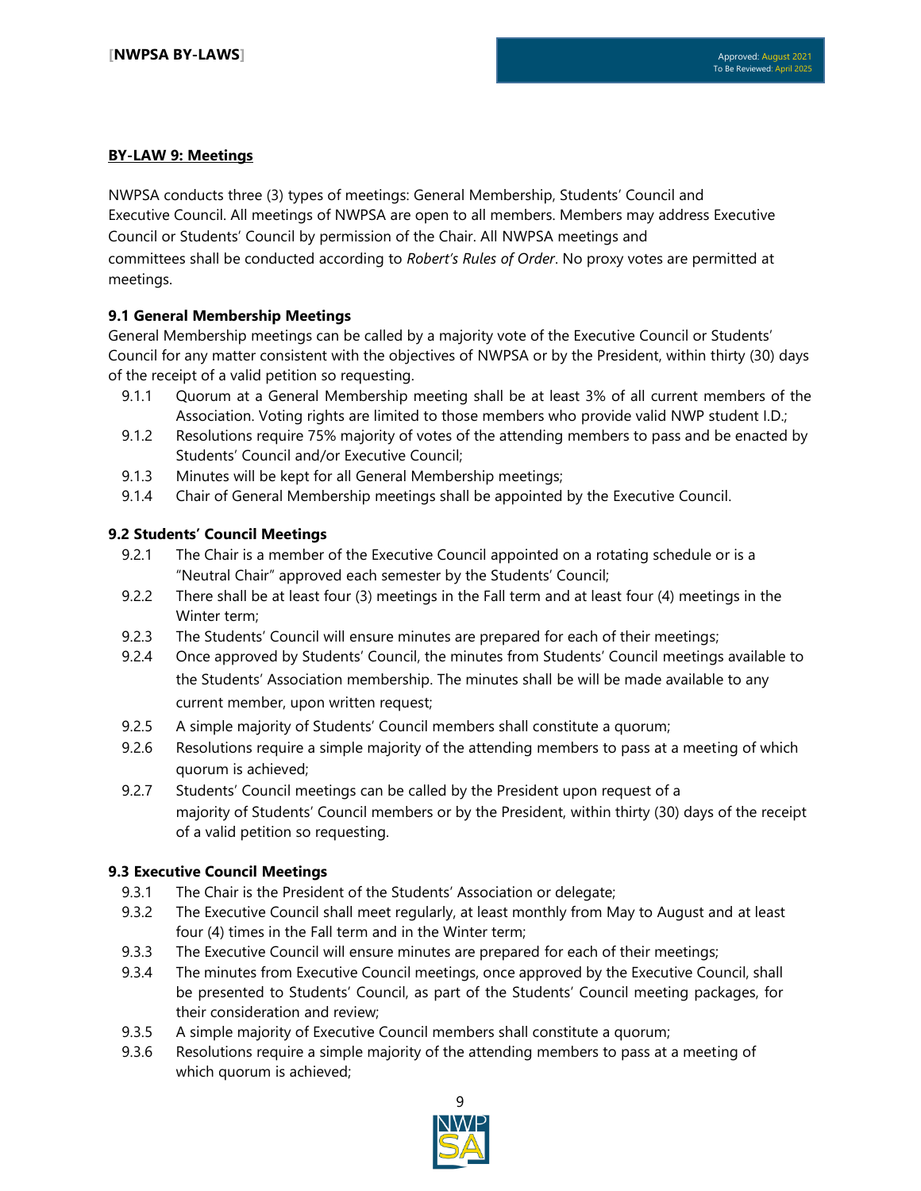**BY-LAW 9: Meetings**

NWPSA conducts three (3) types of meetings: General Membership, Students' Council and Executive Council. All meetings of NWPSA are open to all members. Members may address Executive Council or Students' Council by permission of the Chair. All NWPSA meetings and committees shall be conducted according to *Robert's Rules of Order*. No proxy votes are permitted at meetings.

**9.1 General Membership Meetings**

General Membership meetings can be called by a majority vote of the Executive Council or Students' Council for any matter consistent with the objectives of NWPSA or by the President, within thirty (30) days of the receipt of a valid petition so requesting.

- 9.1.1 Quorum at a General Membership meeting shall be at least 3% of all current members of the Association. Voting rights are limited to those members who provide valid NWP student I.D.;
- 9.1.2 Resolutions require 75% majority of votes of the attending members to pass and be enacted by Students' Council and/or Executive Council;
- 9.1.3 Minutes will be kept for all General Membership meetings;
- 9.1.4 Chair of General Membership meetings shall be appointed by the Executive Council.

**9.2 Students' Council Meetings**

- 9.2.1 The Chair is a member of the Executive Council appointed on a rotating schedule or is a "Neutral Chair" approved each semester by the Students' Council;
- 9.2.2 There shall be at least four (3) meetings in the Fall term and at least four (4) meetings in the Winter term;
- 9.2.3 The Students' Council will ensure minutes are prepared for each of their meetings;
- 9.2.4 Once approved by Students' Council, the minutes from Students' Council meetings available to the Students' Association membership. The minutes shall be will be made available to any current member, upon written request;
- 9.2.5 A simple majority of Students' Council members shall constitute a quorum;
- 9.2.6 Resolutions require a simple majority of the attending members to pass at a meeting of which quorum is achieved;
- 9.2.7 Students' Council meetings can be called by the President upon request of a majority of Students' Council members or by the President, within thirty (30) days of the receipt of a valid petition so requesting.

**9.3 Executive Council Meetings**

- 9.3.1 The Chair is the President of the Students' Association or delegate;
- 9.3.2 The Executive Council shall meet regularly, at least monthly from May to August and at least four (4) times in the Fall term and in the Winter term;
- 9.3.3 The Executive Council will ensure minutes are prepared for each of their meetings;
- 9.3.4 The minutes from Executive Council meetings, once approved by the Executive Council, shall be presented to Students' Council, as part of the Students' Council meeting packages, for their consideration and review;
- 9.3.5 A simple majority of Executive Council members shall constitute a quorum;
- 9.3.6 Resolutions require a simple majority of the attending members to pass at a meeting of which quorum is achieved;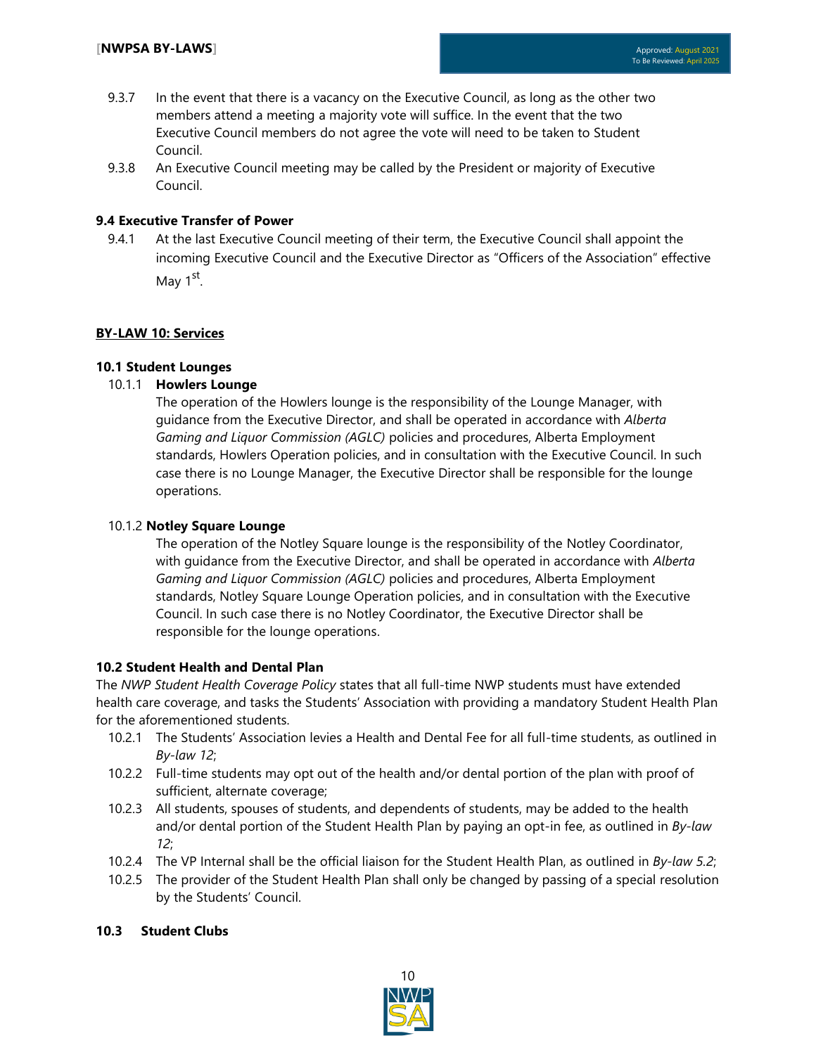9.3.7 In the event that there is a vacancy on the Executive Council, as long as the other two members attend a meeting a majority vote will suffice. In the event that the two Executive Council members do not agree the vote will need to be taken to Student Council.

9.3.8 An Executive Council meeting may be called by the President or majority of Executive Council.

**9.4 Executive Transfer of Power**

9.4.1 At the last Executive Council meeting of their term, the Executive Council shall appoint the incoming Executive Council and the Executive Director as "Officers of the Association" effective May 1st.

**BY-LAW 10: Services**

**10.1 Student Lounges**

10.1.1 **Howlers Lounge**

The operation of the Howlers lounge is the responsibility of the Lounge Manager, with guidance from the Executive Director, and shall be operated in accordance with *Alberta Gaming and Liquor Commission (AGLC)* policies and procedures, Alberta Employment standards, Howlers Operation policies, and in consultation with the Executive Council. In such case there is no Lounge Manager, the Executive Director shall be responsible for the lounge operations.

10.1.2 **Notley Square Lounge**

The operation of the Notley Square lounge is the responsibility of the Notley Coordinator, with guidance from the Executive Director, and shall be operated in accordance with *Alberta Gaming and Liquor Commission (AGLC)* policies and procedures, Alberta Employment standards, Notley Square Lounge Operation policies, and in consultation with the Executive Council. In such case there is no Notley Coordinator, the Executive Director shall be responsible for the lounge operations.

**10.2 Student Health and Dental Plan**

The *NWP Student Health Coverage Policy* states that all full-time NWP students must have extended health care coverage, and tasks the Students' Association with providing a mandatory Student Health Plan for the aforementioned students.

10.2.1 The Students' Association levies a Health and Dental Fee for all full-time students, as outlined in *By-law 12*;

10.2.2 Full-time students may opt out of the health and/or dental portion of the plan with proof of sufficient, alternate coverage;

10.2.3 All students, spouses of students, and dependents of students, may be added to the health and/or dental portion of the Student Health Plan by paying an opt-in fee, as outlined in *By-law 12*;

10.2.4 The VP Internal shall be the official liaison for the Student Health Plan, as outlined in *By-law 5.2*;

10.2.5 The provider of the Student Health Plan shall only be changed by passing of a special resolution by the Students' Council.

**10.3 Student Clubs**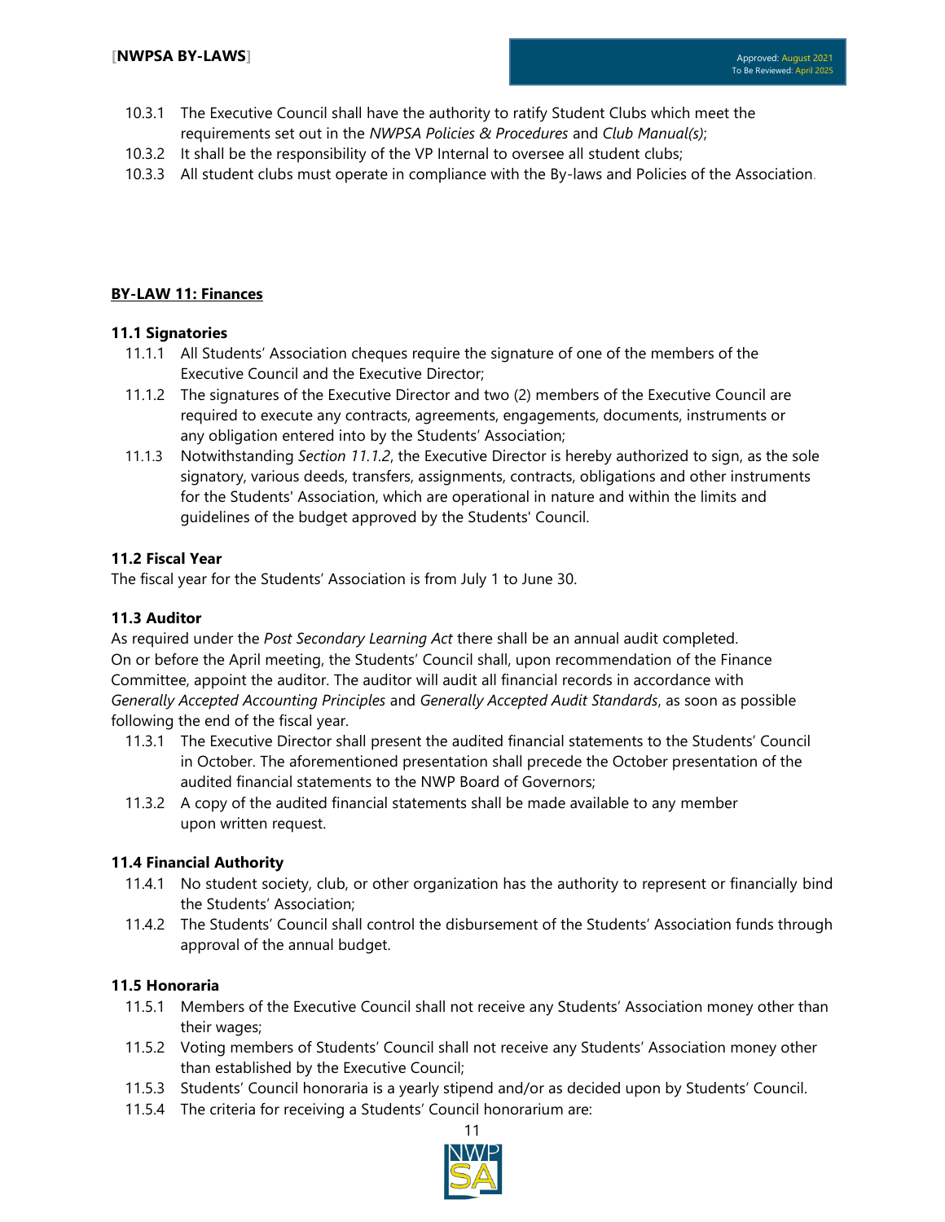10.3.1 The Executive Council shall have the authority to ratify Student Clubs which meet the requirements set out in the *NWPSA Policies & Procedures* and *Club Manual(s)*;

10.3.2 It shall be the responsibility of the VP Internal to oversee all student clubs;

10.3.3 All student clubs must operate in compliance with the By-laws and Policies of the Association.

## **BY-LAW 11: Finances**

### 11.1 Signatories

11.1.1 All Students' Association cheques require the signature of one of the members of the Executive Council and the Executive Director;

11.1.2 The signatures of the Executive Director and two (2) members of the Executive Council are required to execute any contracts, agreements, engagements, documents, instruments or any obligation entered into by the Students' Association;

11.1.3 Notwithstanding *Section 11.1.2*, the Executive Director is hereby authorized to sign, as the sole signatory, various deeds, transfers, assignments, contracts, obligations and other instruments for the Students' Association, which are operational in nature and within the limits and guidelines of the budget approved by the Students' Council.

### 11.2 Fiscal Year

The fiscal year for the Students' Association is from July 1 to June 30.

### 11.3 Auditor

As required under the *Post Secondary Learning Act* there shall be an annual audit completed. On or before the April meeting, the Students' Council shall, upon recommendation of the Finance Committee, appoint the auditor. The auditor will audit all financial records in accordance with *Generally Accepted Accounting Principles* and *Generally Accepted Audit Standards*, as soon as possible following the end of the fiscal year.

11.3.1 The Executive Director shall present the audited financial statements to the Students' Council in October. The aforementioned presentation shall precede the October presentation of the audited financial statements to the NWP Board of Governors;

11.3.2 A copy of the audited financial statements shall be made available to any member upon written request.

### 11.4 Financial Authority

11.4.1 No student society, club, or other organization has the authority to represent or financially bind the Students' Association;

11.4.2 The Students' Council shall control the disbursement of the Students' Association funds through approval of the annual budget.

### 11.5 Honoraria

11.5.1 Members of the Executive Council shall not receive any Students' Association money other than their wages;

11.5.2 Voting members of Students' Council shall not receive any Students' Association money other than established by the Executive Council;

11.5.3 Students' Council honoraria is a yearly stipend and/or as decided upon by Students' Council.

11.5.4 The criteria for receiving a Students' Council honorarium are: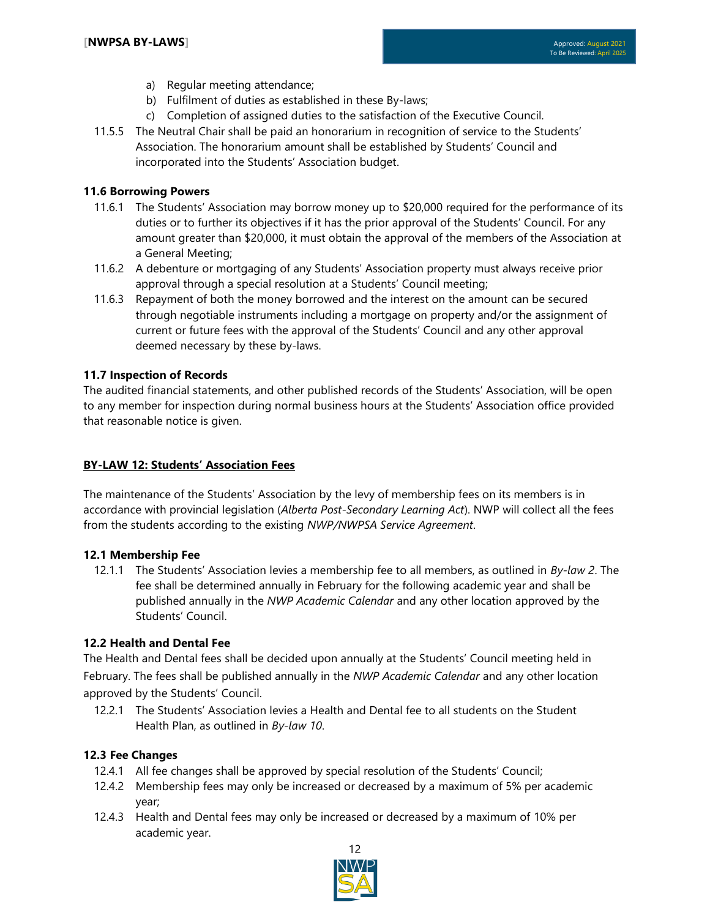a) Regular meeting attendance;
b) Fulfilment of duties as established in these By-laws;
c) Completion of assigned duties to the satisfaction of the Executive Council.

11.5.5 The Neutral Chair shall be paid an honorarium in recognition of service to the Students' Association. The honorarium amount shall be established by Students' Council and incorporated into the Students' Association budget.

**11.6 Borrowing Powers**

11.6.1 The Students' Association may borrow money up to $20,000 required for the performance of its duties or to further its objectives if it has the prior approval of the Students' Council. For any amount greater than $20,000, it must obtain the approval of the members of the Association at a General Meeting;

11.6.2 A debenture or mortgaging of any Students' Association property must always receive prior approval through a special resolution at a Students' Council meeting;

11.6.3 Repayment of both the money borrowed and the interest on the amount can be secured through negotiable instruments including a mortgage on property and/or the assignment of current or future fees with the approval of the Students' Council and any other approval deemed necessary by these by-laws.

**11.7 Inspection of Records**

The audited financial statements, and other published records of the Students' Association, will be open to any member for inspection during normal business hours at the Students' Association office provided that reasonable notice is given.

## BY-LAW 12: Students' Association Fees

The maintenance of the Students' Association by the levy of membership fees on its members is in accordance with provincial legislation (*Alberta Post-Secondary Learning Act*). NWP will collect all the fees from the students according to the existing *NWP/NWPSA Service Agreement*.

**12.1 Membership Fee**

12.1.1 The Students' Association levies a membership fee to all members, as outlined in *By-law 2*. The fee shall be determined annually in February for the following academic year and shall be published annually in the *NWP Academic Calendar* and any other location approved by the Students' Council.

**12.2 Health and Dental Fee**

The Health and Dental fees shall be decided upon annually at the Students' Council meeting held in February. The fees shall be published annually in the *NWP Academic Calendar* and any other location approved by the Students' Council.

12.2.1 The Students' Association levies a Health and Dental fee to all students on the Student Health Plan, as outlined in *By-law 10*.

**12.3 Fee Changes**

12.4.1 All fee changes shall be approved by special resolution of the Students' Council;

12.4.2 Membership fees may only be increased or decreased by a maximum of 5% per academic year;

12.4.3 Health and Dental fees may only be increased or decreased by a maximum of 10% per academic year.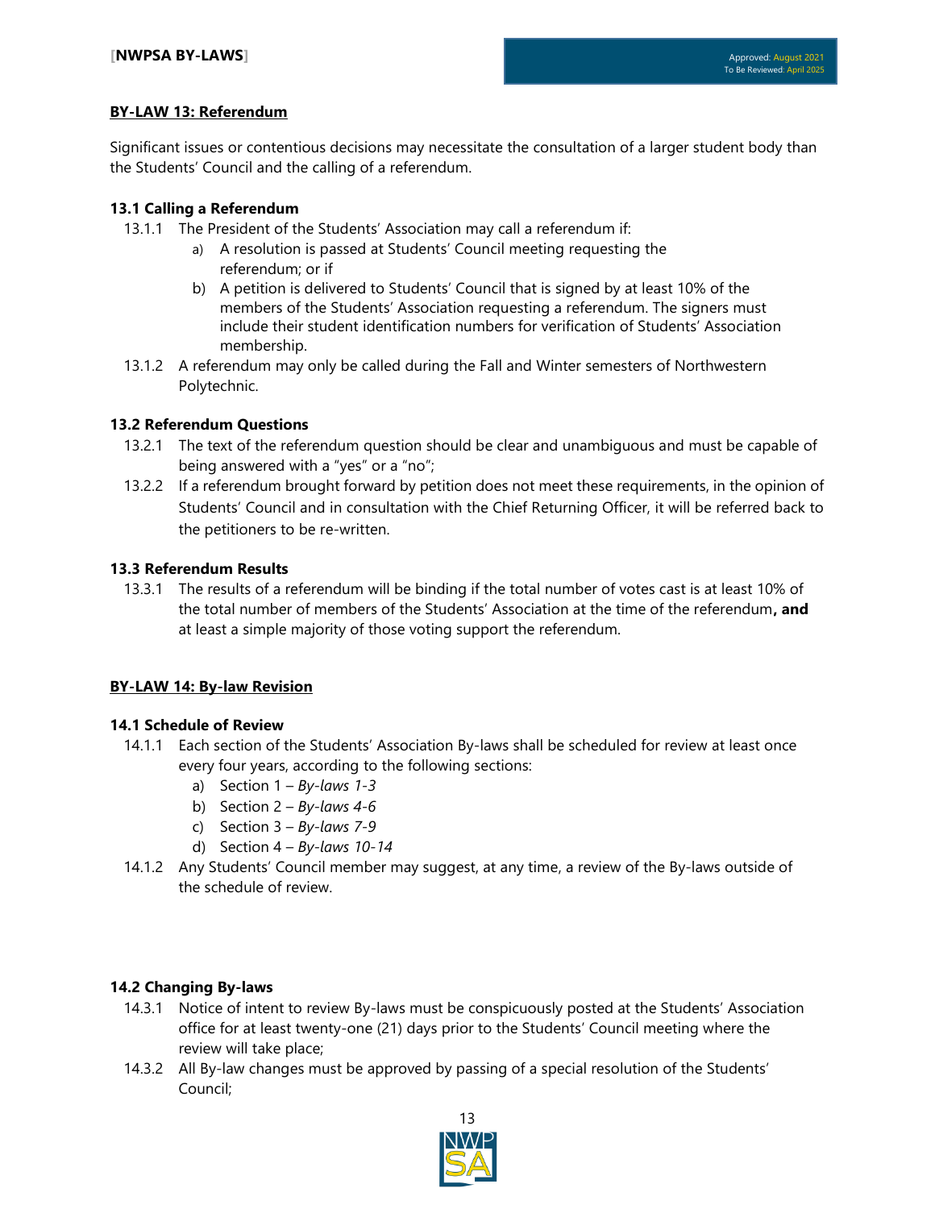## BY-LAW 13: Referendum

Significant issues or contentious decisions may necessitate the consultation of a larger student body than the Students' Council and the calling of a referendum.

### 13.1 Calling a Referendum

13.1.1 The President of the Students' Association may call a referendum if:

a) A resolution is passed at Students' Council meeting requesting the referendum; or if

b) A petition is delivered to Students' Council that is signed by at least 10% of the members of the Students' Association requesting a referendum. The signers must include their student identification numbers for verification of Students' Association membership.

13.1.2 A referendum may only be called during the Fall and Winter semesters of Northwestern Polytechnic.

### 13.2 Referendum Questions

13.2.1 The text of the referendum question should be clear and unambiguous and must be capable of being answered with a "yes" or a "no";

13.2.2 If a referendum brought forward by petition does not meet these requirements, in the opinion of Students' Council and in consultation with the Chief Returning Officer, it will be referred back to the petitioners to be re-written.

### 13.3 Referendum Results

13.3.1 The results of a referendum will be binding if the total number of votes cast is at least 10% of the total number of members of the Students' Association at the time of the referendum**, and** at least a simple majority of those voting support the referendum.

## BY-LAW 14: By-law Revision

### 14.1 Schedule of Review

14.1.1 Each section of the Students' Association By-laws shall be scheduled for review at least once every four years, according to the following sections:

a) Section 1 – *By-laws 1-3*

b) Section 2 – *By-laws 4-6*

c) Section 3 – *By-laws 7-9*

d) Section 4 – *By-laws 10-14*

14.1.2 Any Students' Council member may suggest, at any time, a review of the By-laws outside of the schedule of review.

### 14.2 Changing By-laws

14.3.1 Notice of intent to review By-laws must be conspicuously posted at the Students' Association office for at least twenty-one (21) days prior to the Students' Council meeting where the review will take place;

14.3.2 All By-law changes must be approved by passing of a special resolution of the Students' Council;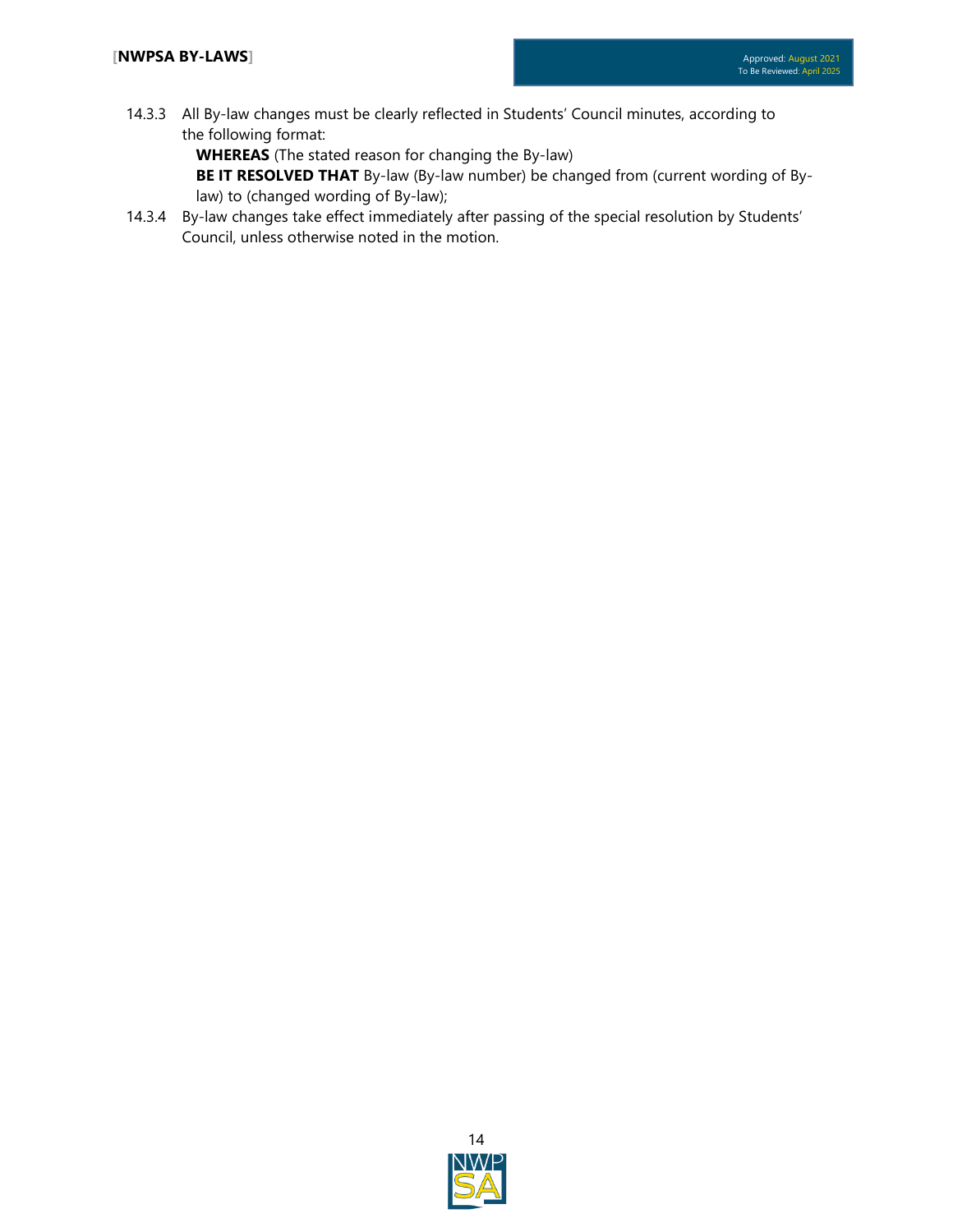14.3.3 All By-law changes must be clearly reflected in Students' Council minutes, according to the following format:

**WHEREAS** (The stated reason for changing the By-law)

**BE IT RESOLVED THAT** By-law (By-law number) be changed from (current wording of By-law) to (changed wording of By-law);

14.3.4 By-law changes take effect immediately after passing of the special resolution by Students' Council, unless otherwise noted in the motion.